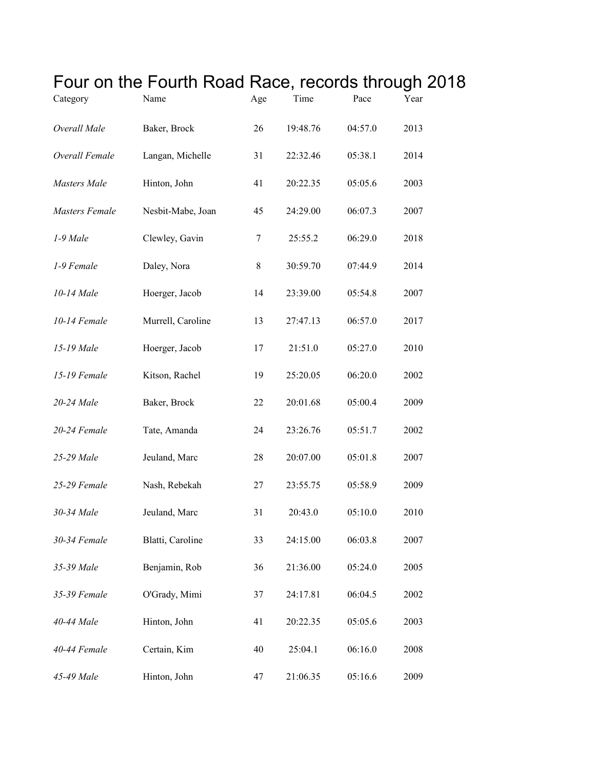# Four on the Fourth Road Race, records through 2018

| Category | Name | Age | Time | Pace | Year |
|---|---|---|---|---|---|
| *Overall Male* | Baker, Brock | 26 | 19:48.76 | 04:57.0 | 2013 |
| *Overall Female* | Langan, Michelle | 31 | 22:32.46 | 05:38.1 | 2014 |
| *Masters Male* | Hinton, John | 41 | 20:22.35 | 05:05.6 | 2003 |
| *Masters Female* | Nesbit-Mabe, Joan | 45 | 24:29.00 | 06:07.3 | 2007 |
| *1-9 Male* | Clewley, Gavin | 7 | 25:55.2 | 06:29.0 | 2018 |
| *1-9 Female* | Daley, Nora | 8 | 30:59.70 | 07:44.9 | 2014 |
| *10-14 Male* | Hoerger, Jacob | 14 | 23:39.00 | 05:54.8 | 2007 |
| *10-14 Female* | Murrell, Caroline | 13 | 27:47.13 | 06:57.0 | 2017 |
| *15-19 Male* | Hoerger, Jacob | 17 | 21:51.0 | 05:27.0 | 2010 |
| *15-19 Female* | Kitson, Rachel | 19 | 25:20.05 | 06:20.0 | 2002 |
| *20-24 Male* | Baker, Brock | 22 | 20:01.68 | 05:00.4 | 2009 |
| *20-24 Female* | Tate, Amanda | 24 | 23:26.76 | 05:51.7 | 2002 |
| *25-29 Male* | Jeuland, Marc | 28 | 20:07.00 | 05:01.8 | 2007 |
| *25-29 Female* | Nash, Rebekah | 27 | 23:55.75 | 05:58.9 | 2009 |
| *30-34 Male* | Jeuland, Marc | 31 | 20:43.0 | 05:10.0 | 2010 |
| *30-34 Female* | Blatti, Caroline | 33 | 24:15.00 | 06:03.8 | 2007 |
| *35-39 Male* | Benjamin, Rob | 36 | 21:36.00 | 05:24.0 | 2005 |
| *35-39 Female* | O'Grady, Mimi | 37 | 24:17.81 | 06:04.5 | 2002 |
| *40-44 Male* | Hinton, John | 41 | 20:22.35 | 05:05.6 | 2003 |
| *40-44 Female* | Certain, Kim | 40 | 25:04.1 | 06:16.0 | 2008 |
| *45-49 Male* | Hinton, John | 47 | 21:06.35 | 05:16.6 | 2009 |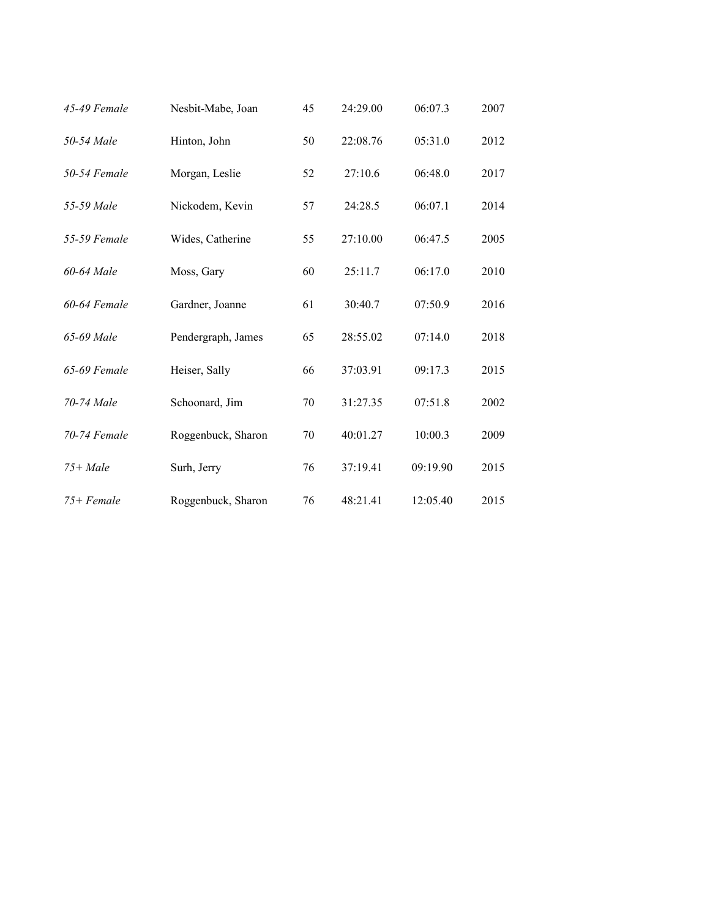| | | | | | |
|---|---|---|---|---|---|
| *45-49 Female* | Nesbit-Mabe, Joan | 45 | 24:29.00 | 06:07.3 | 2007 |
| *50-54 Male* | Hinton, John | 50 | 22:08.76 | 05:31.0 | 2012 |
| *50-54 Female* | Morgan, Leslie | 52 | 27:10.6 | 06:48.0 | 2017 |
| *55-59 Male* | Nickodem, Kevin | 57 | 24:28.5 | 06:07.1 | 2014 |
| *55-59 Female* | Wides, Catherine | 55 | 27:10.00 | 06:47.5 | 2005 |
| *60-64 Male* | Moss, Gary | 60 | 25:11.7 | 06:17.0 | 2010 |
| *60-64 Female* | Gardner, Joanne | 61 | 30:40.7 | 07:50.9 | 2016 |
| *65-69 Male* | Pendergraph, James | 65 | 28:55.02 | 07:14.0 | 2018 |
| *65-69 Female* | Heiser, Sally | 66 | 37:03.91 | 09:17.3 | 2015 |
| *70-74 Male* | Schoonard, Jim | 70 | 31:27.35 | 07:51.8 | 2002 |
| *70-74 Female* | Roggenbuck, Sharon | 70 | 40:01.27 | 10:00.3 | 2009 |
| *75+ Male* | Surh, Jerry | 76 | 37:19.41 | 09:19.90 | 2015 |
| *75+ Female* | Roggenbuck, Sharon | 76 | 48:21.41 | 12:05.40 | 2015 |